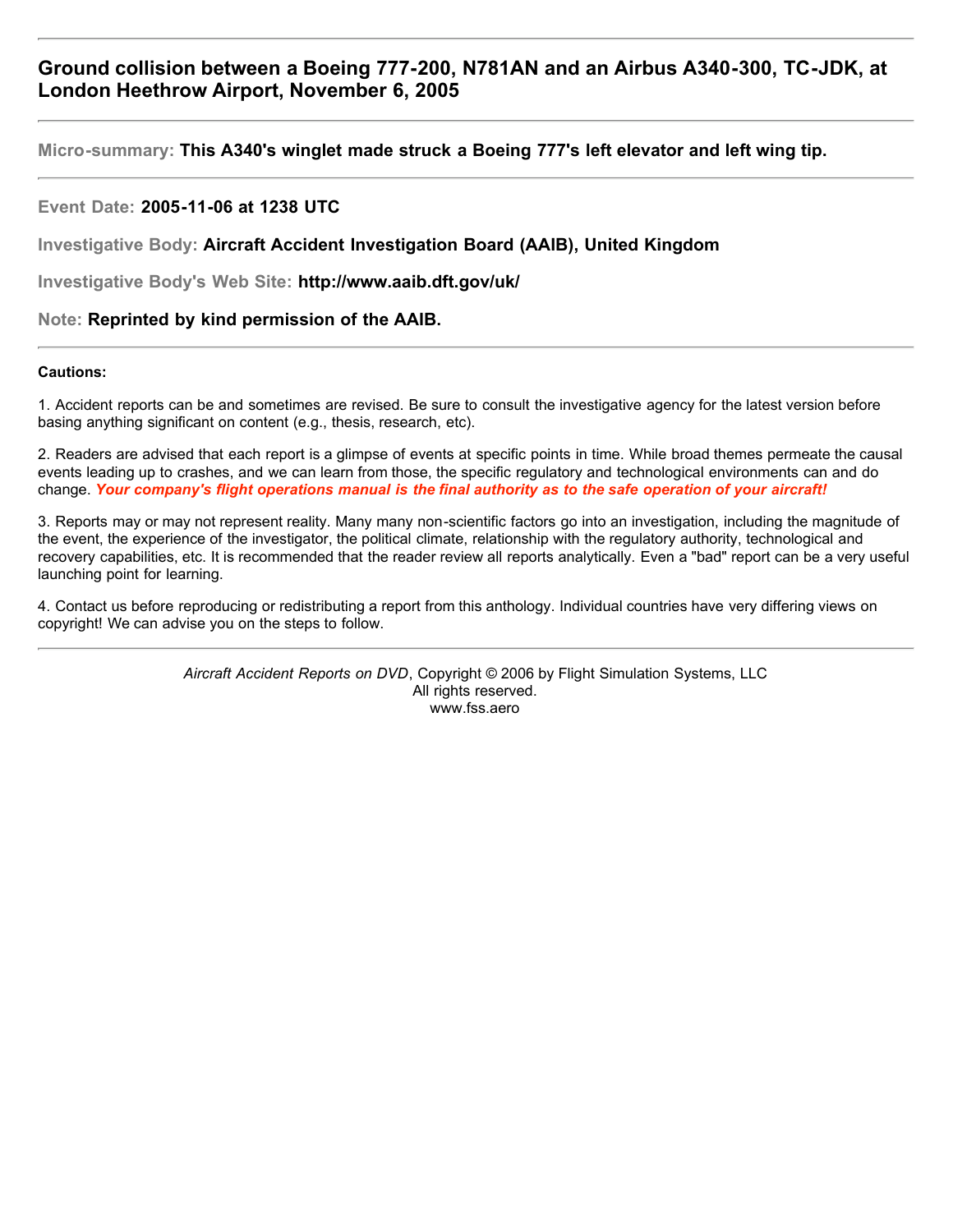# Ground collision between a Boeing 777-200, N781AN and an Airbus A340-300, TC-JDK, at London Heethrow Airport, November 6, 2005

---

**Micro-summary:** **This A340's winglet made struck a Boeing 777's left elevator and left wing tip.**

---

**Event Date:** **2005-11-06 at 1238 UTC**

**Investigative Body:** **Aircraft Accident Investigation Board (AAIB), United Kingdom**

**Investigative Body's Web Site:** **http://www.aaib.dft.gov/uk/**

**Note:** **Reprinted by kind permission of the AAIB.**

---

**Cautions:**

1. Accident reports can be and sometimes are revised. Be sure to consult the investigative agency for the latest version before basing anything significant on content (e.g., thesis, research, etc).

2. Readers are advised that each report is a glimpse of events at specific points in time. While broad themes permeate the causal events leading up to crashes, and we can learn from those, the specific regulatory and technological environments can and do change. ***Your company's flight operations manual is the final authority as to the safe operation of your aircraft!***

3. Reports may or may not represent reality. Many many non-scientific factors go into an investigation, including the magnitude of the event, the experience of the investigator, the political climate, relationship with the regulatory authority, technological and recovery capabilities, etc. It is recommended that the reader review all reports analytically. Even a "bad" report can be a very useful launching point for learning.

4. Contact us before reproducing or redistributing a report from this anthology. Individual countries have very differing views on copyright! We can advise you on the steps to follow.

---

*Aircraft Accident Reports on DVD*, Copyright © 2006 by Flight Simulation Systems, LLC
All rights reserved.
www.fss.aero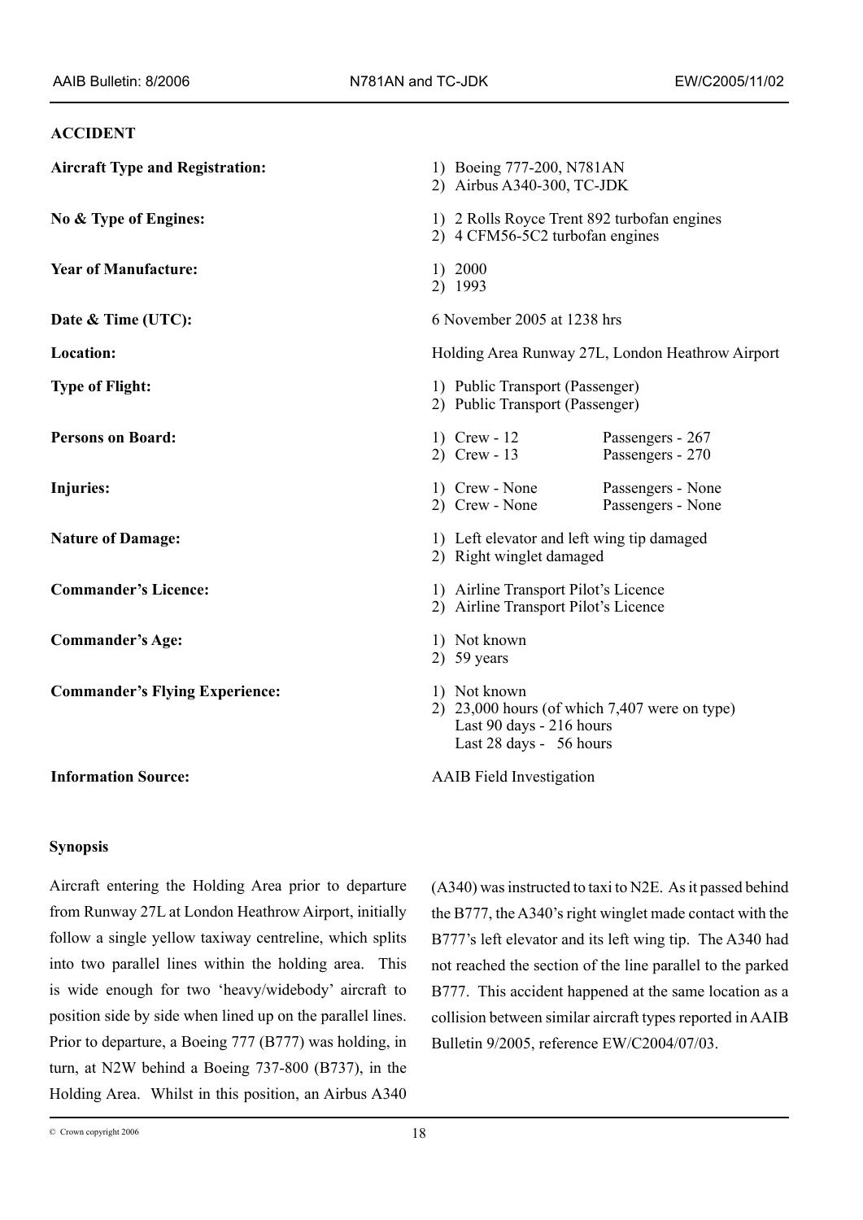## ACCIDENT

| | | |
|---|---|---|
| **Aircraft Type and Registration:** | 1) Boeing 777-200, N781AN<br>2) Airbus A340-300, TC-JDK | |
| **No & Type of Engines:** | 1) 2 Rolls Royce Trent 892 turbofan engines<br>2) 4 CFM56-5C2 turbofan engines | |
| **Year of Manufacture:** | 1) 2000<br>2) 1993 | |
| **Date & Time (UTC):** | 6 November 2005 at 1238 hrs | |
| **Location:** | Holding Area Runway 27L, London Heathrow Airport | |
| **Type of Flight:** | 1) Public Transport (Passenger)<br>2) Public Transport (Passenger) | |
| **Persons on Board:** | 1) Crew - 12<br>2) Crew - 13 | Passengers - 267<br>Passengers - 270 |
| **Injuries:** | 1) Crew - None<br>2) Crew - None | Passengers - None<br>Passengers - None |
| **Nature of Damage:** | 1) Left elevator and left wing tip damaged<br>2) Right winglet damaged | |
| **Commander's Licence:** | 1) Airline Transport Pilot's Licence<br>2) Airline Transport Pilot's Licence | |
| **Commander's Age:** | 1) Not known<br>2) 59 years | |
| **Commander's Flying Experience:** | 1) Not known<br>2) 23,000 hours (of which 7,407 were on type)<br>Last 90 days - 216 hours<br>Last 28 days - 56 hours | |
| **Information Source:** | AAIB Field Investigation | |

### Synopsis

Aircraft entering the Holding Area prior to departure from Runway 27L at London Heathrow Airport, initially follow a single yellow taxiway centreline, which splits into two parallel lines within the holding area. This is wide enough for two 'heavy/widebody' aircraft to position side by side when lined up on the parallel lines. Prior to departure, a Boeing 777 (B777) was holding, in turn, at N2W behind a Boeing 737-800 (B737), in the Holding Area. Whilst in this position, an Airbus A340 (A340) was instructed to taxi to N2E. As it passed behind the B777, the A340's right winglet made contact with the B777's left elevator and its left wing tip. The A340 had not reached the section of the line parallel to the parked B777. This accident happened at the same location as a collision between similar aircraft types reported in AAIB Bulletin 9/2005, reference EW/C2004/07/03.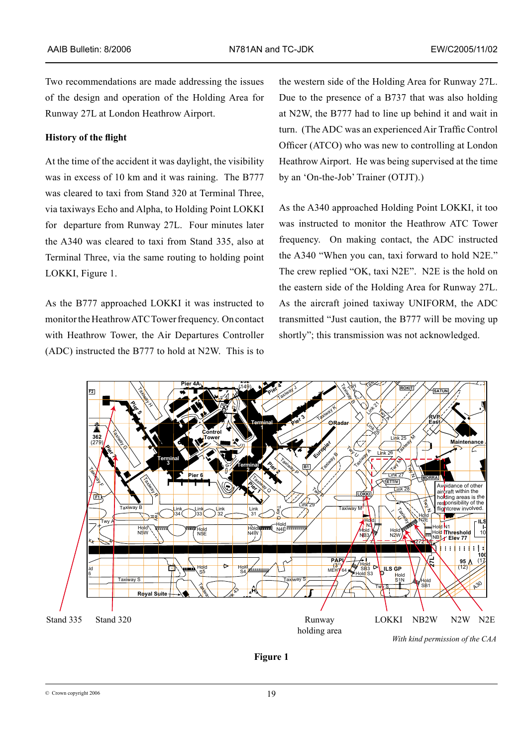Two recommendations are made addressing the issues of the design and operation of the Holding Area for Runway 27L at London Heathrow Airport.

### History of the flight

At the time of the accident it was daylight, the visibility was in excess of 10 km and it was raining. The B777 was cleared to taxi from Stand 320 at Terminal Three, via taxiways Echo and Alpha, to Holding Point LOKKI for departure from Runway 27L. Four minutes later the A340 was cleared to taxi from Stand 335, also at Terminal Three, via the same routing to holding point LOKKI, Figure 1.

As the B777 approached LOKKI it was instructed to monitor the Heathrow ATC Tower frequency. On contact with Heathrow Tower, the Air Departures Controller (ADC) instructed the B777 to hold at N2W. This is to the western side of the Holding Area for Runway 27L. Due to the presence of a B737 that was also holding at N2W, the B777 had to line up behind it and wait in turn. (The ADC was an experienced Air Traffic Control Officer (ATCO) who was new to controlling at London Heathrow Airport. He was being supervised at the time by an 'On-the-Job' Trainer (OTJT).)

As the A340 approached Holding Point LOKKI, it too was instructed to monitor the Heathrow ATC Tower frequency. On making contact, the ADC instructed the A340 "When you can, taxi forward to hold N2E." The crew replied "OK, taxi N2E". N2E is the hold on the eastern side of the Holding Area for Runway 27L. As the aircraft joined taxiway UNIFORM, the ADC transmitted "Just caution, the B777 will be moving up shortly"; this transmission was not acknowledged.

Stand 335 Stand 320 Runway holding area LOKKI NB2W N2W N2E

*With kind permission of the CAA*

**Figure 1**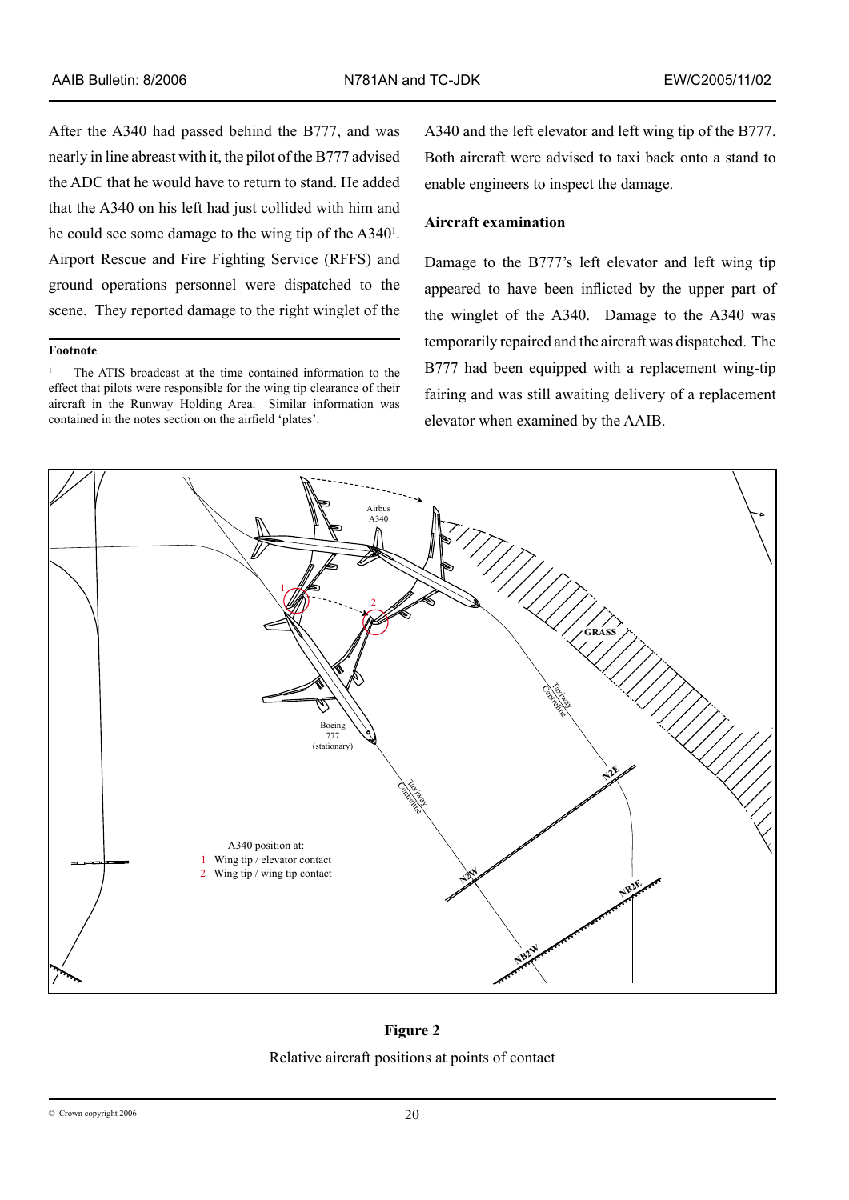After the A340 had passed behind the B777, and was nearly in line abreast with it, the pilot of the B777 advised the ADC that he would have to return to stand. He added that the A340 on his left had just collided with him and he could see some damage to the wing tip of the A340[1]. Airport Rescue and Fire Fighting Service (RFFS) and ground operations personnel were dispatched to the scene. They reported damage to the right winglet of the A340 and the left elevator and left wing tip of the B777. Both aircraft were advised to taxi back onto a stand to enable engineers to inspect the damage.

**Footnote**

[1] The ATIS broadcast at the time contained information to the effect that pilots were responsible for the wing tip clearance of their aircraft in the Runway Holding Area. Similar information was contained in the notes section on the airfield 'plates'.

**Aircraft examination**

Damage to the B777's left elevator and left wing tip appeared to have been inflicted by the upper part of the winglet of the A340. Damage to the A340 was temporarily repaired and the aircraft was dispatched. The B777 had been equipped with a replacement wing-tip fairing and was still awaiting delivery of a replacement elevator when examined by the AAIB.

**Figure 2**

Relative aircraft positions at points of contact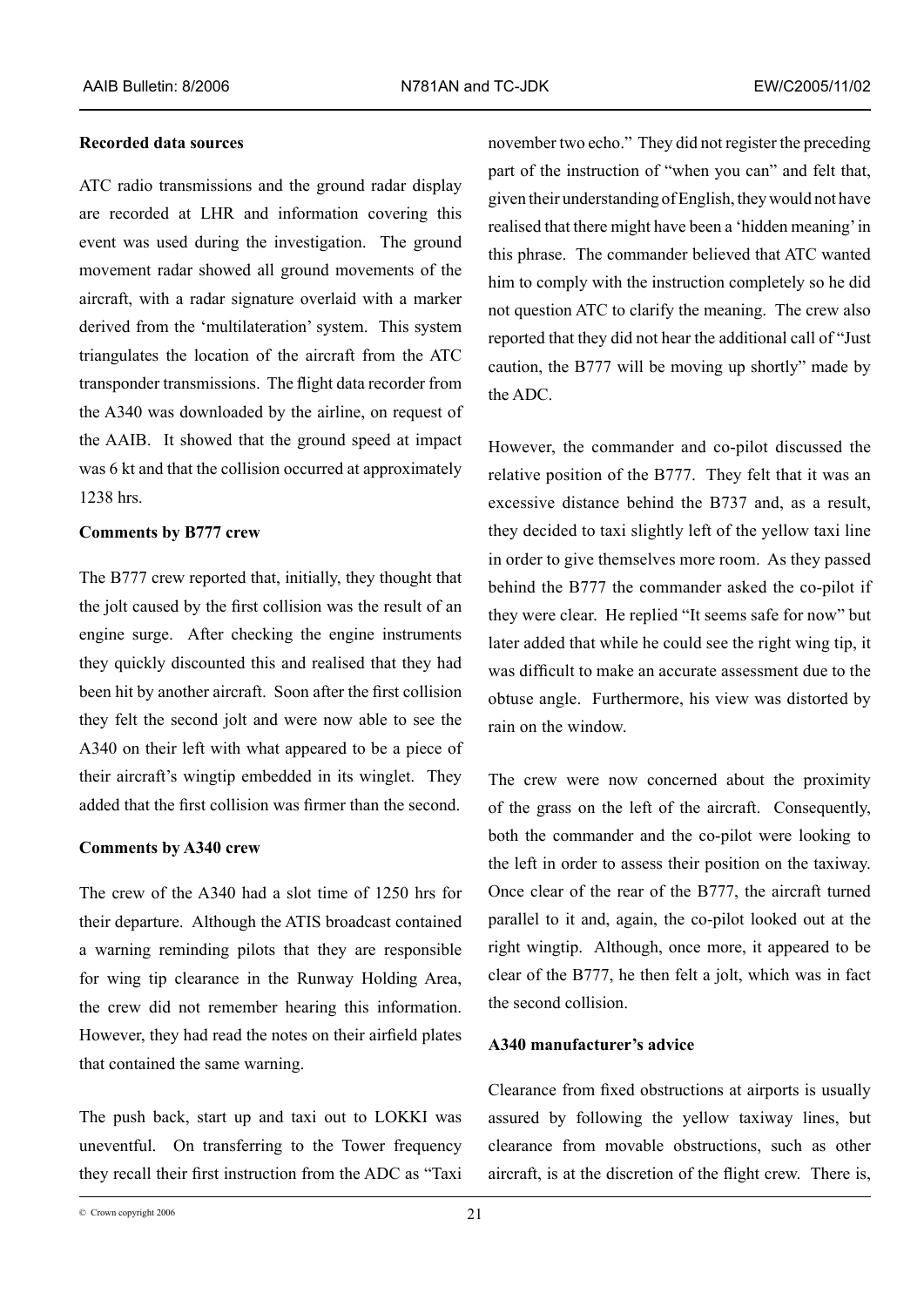#### Recorded data sources

ATC radio transmissions and the ground radar display are recorded at LHR and information covering this event was used during the investigation. The ground movement radar showed all ground movements of the aircraft, with a radar signature overlaid with a marker derived from the 'multilateration' system. This system triangulates the location of the aircraft from the ATC transponder transmissions. The flight data recorder from the A340 was downloaded by the airline, on request of the AAIB. It showed that the ground speed at impact was 6 kt and that the collision occurred at approximately 1238 hrs.

#### Comments by B777 crew

The B777 crew reported that, initially, they thought that the jolt caused by the first collision was the result of an engine surge. After checking the engine instruments they quickly discounted this and realised that they had been hit by another aircraft. Soon after the first collision they felt the second jolt and were now able to see the A340 on their left with what appeared to be a piece of their aircraft's wingtip embedded in its winglet. They added that the first collision was firmer than the second.

#### Comments by A340 crew

The crew of the A340 had a slot time of 1250 hrs for their departure. Although the ATIS broadcast contained a warning reminding pilots that they are responsible for wing tip clearance in the Runway Holding Area, the crew did not remember hearing this information. However, they had read the notes on their airfield plates that contained the same warning.

The push back, start up and taxi out to LOKKI was uneventful. On transferring to the Tower frequency they recall their first instruction from the ADC as "Taxi november two echo." They did not register the preceding part of the instruction of "when you can" and felt that, given their understanding of English, they would not have realised that there might have been a 'hidden meaning' in this phrase. The commander believed that ATC wanted him to comply with the instruction completely so he did not question ATC to clarify the meaning. The crew also reported that they did not hear the additional call of "Just caution, the B777 will be moving up shortly" made by the ADC.

However, the commander and co-pilot discussed the relative position of the B777. They felt that it was an excessive distance behind the B737 and, as a result, they decided to taxi slightly left of the yellow taxi line in order to give themselves more room. As they passed behind the B777 the commander asked the co-pilot if they were clear. He replied "It seems safe for now" but later added that while he could see the right wing tip, it was difficult to make an accurate assessment due to the obtuse angle. Furthermore, his view was distorted by rain on the window.

The crew were now concerned about the proximity of the grass on the left of the aircraft. Consequently, both the commander and the co-pilot were looking to the left in order to assess their position on the taxiway. Once clear of the rear of the B777, the aircraft turned parallel to it and, again, the co-pilot looked out at the right wingtip. Although, once more, it appeared to be clear of the B777, he then felt a jolt, which was in fact the second collision.

#### A340 manufacturer's advice

Clearance from fixed obstructions at airports is usually assured by following the yellow taxiway lines, but clearance from movable obstructions, such as other aircraft, is at the discretion of the flight crew. There is,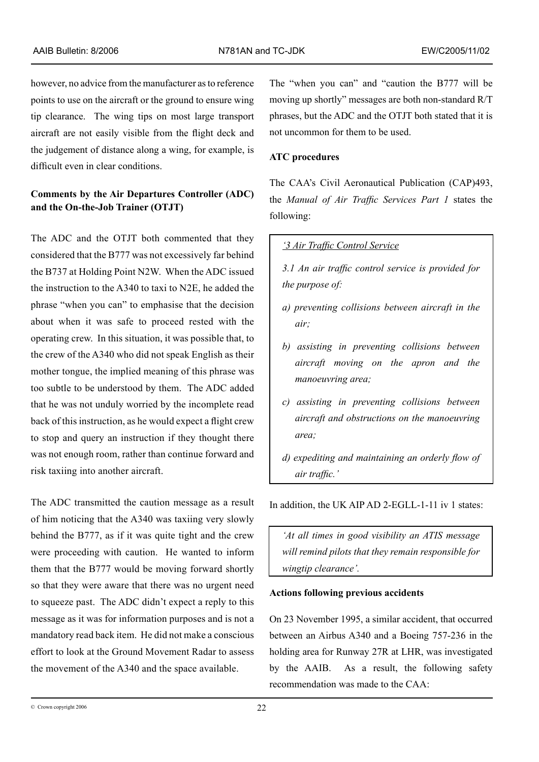however, no advice from the manufacturer as to reference points to use on the aircraft or the ground to ensure wing tip clearance. The wing tips on most large transport aircraft are not easily visible from the flight deck and the judgement of distance along a wing, for example, is difficult even in clear conditions.

**Comments by the Air Departures Controller (ADC) and the On-the-Job Trainer (OTJT)**

The ADC and the OTJT both commented that they considered that the B777 was not excessively far behind the B737 at Holding Point N2W. When the ADC issued the instruction to the A340 to taxi to N2E, he added the phrase "when you can" to emphasise that the decision about when it was safe to proceed rested with the operating crew. In this situation, it was possible that, to the crew of the A340 who did not speak English as their mother tongue, the implied meaning of this phrase was too subtle to be understood by them. The ADC added that he was not unduly worried by the incomplete read back of this instruction, as he would expect a flight crew to stop and query an instruction if they thought there was not enough room, rather than continue forward and risk taxiing into another aircraft.

The ADC transmitted the caution message as a result of him noticing that the A340 was taxiing very slowly behind the B777, as if it was quite tight and the crew were proceeding with caution. He wanted to inform them that the B777 would be moving forward shortly so that they were aware that there was no urgent need to squeeze past. The ADC didn't expect a reply to this message as it was for information purposes and is not a mandatory read back item. He did not make a conscious effort to look at the Ground Movement Radar to assess the movement of the A340 and the space available.

The "when you can" and "caution the B777 will be moving up shortly" messages are both non-standard R/T phrases, but the ADC and the OTJT both stated that it is not uncommon for them to be used.

**ATC procedures**

The CAA's Civil Aeronautical Publication (CAP)493, the *Manual of Air Traffic Services Part 1* states the following:

> *'3 Air Traffic Control Service*
>
> *3.1 An air traffic control service is provided for the purpose of:*
>
> *a) preventing collisions between aircraft in the air;*
>
> *b) assisting in preventing collisions between aircraft moving on the apron and the manoeuvring area;*
>
> *c) assisting in preventing collisions between aircraft and obstructions on the manoeuvring area;*
>
> *d) expediting and maintaining an orderly flow of air traffic.'*

In addition, the UK AIP AD 2-EGLL-1-11 iv 1 states:

> *'At all times in good visibility an ATIS message will remind pilots that they remain responsible for wingtip clearance'.*

**Actions following previous accidents**

On 23 November 1995, a similar accident, that occurred between an Airbus A340 and a Boeing 757-236 in the holding area for Runway 27R at LHR, was investigated by the AAIB. As a result, the following safety recommendation was made to the CAA: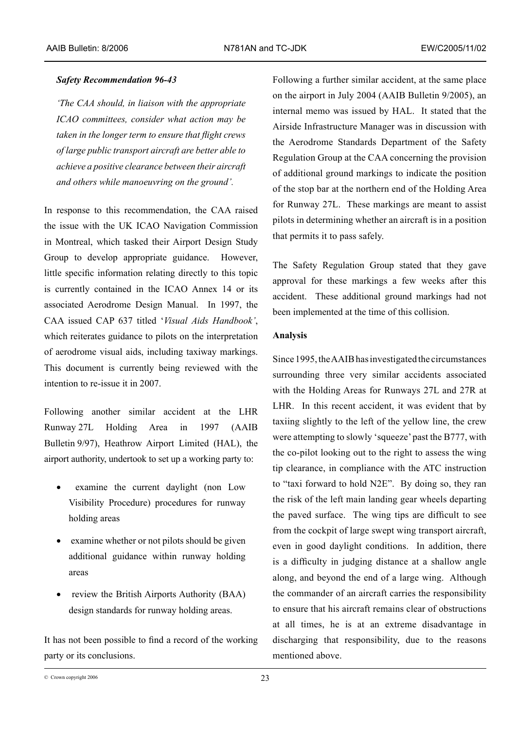***Safety Recommendation 96-43***

*'The CAA should, in liaison with the appropriate ICAO committees, consider what action may be taken in the longer term to ensure that flight crews of large public transport aircraft are better able to achieve a positive clearance between their aircraft and others while manoeuvring on the ground'.*

In response to this recommendation, the CAA raised the issue with the UK ICAO Navigation Commission in Montreal, which tasked their Airport Design Study Group to develop appropriate guidance. However, little specific information relating directly to this topic is currently contained in the ICAO Annex 14 or its associated Aerodrome Design Manual. In 1997, the CAA issued CAP 637 titled '*Visual Aids Handbook'*, which reiterates guidance to pilots on the interpretation of aerodrome visual aids, including taxiway markings. This document is currently being reviewed with the intention to re-issue it in 2007.

Following another similar accident at the LHR Runway 27L Holding Area in 1997 (AAIB Bulletin 9/97), Heathrow Airport Limited (HAL), the airport authority, undertook to set up a working party to:

- examine the current daylight (non Low Visibility Procedure) procedures for runway holding areas
- examine whether or not pilots should be given additional guidance within runway holding areas
- review the British Airports Authority (BAA) design standards for runway holding areas.

It has not been possible to find a record of the working party or its conclusions.

Following a further similar accident, at the same place on the airport in July 2004 (AAIB Bulletin 9/2005), an internal memo was issued by HAL. It stated that the Airside Infrastructure Manager was in discussion with the Aerodrome Standards Department of the Safety Regulation Group at the CAA concerning the provision of additional ground markings to indicate the position of the stop bar at the northern end of the Holding Area for Runway 27L. These markings are meant to assist pilots in determining whether an aircraft is in a position that permits it to pass safely.

The Safety Regulation Group stated that they gave approval for these markings a few weeks after this accident. These additional ground markings had not been implemented at the time of this collision.

**Analysis**

Since 1995, the AAIB has investigated the circumstances surrounding three very similar accidents associated with the Holding Areas for Runways 27L and 27R at LHR. In this recent accident, it was evident that by taxiing slightly to the left of the yellow line, the crew were attempting to slowly 'squeeze' past the B777, with the co-pilot looking out to the right to assess the wing tip clearance, in compliance with the ATC instruction to "taxi forward to hold N2E". By doing so, they ran the risk of the left main landing gear wheels departing the paved surface. The wing tips are difficult to see from the cockpit of large swept wing transport aircraft, even in good daylight conditions. In addition, there is a difficulty in judging distance at a shallow angle along, and beyond the end of a large wing. Although the commander of an aircraft carries the responsibility to ensure that his aircraft remains clear of obstructions at all times, he is at an extreme disadvantage in discharging that responsibility, due to the reasons mentioned above.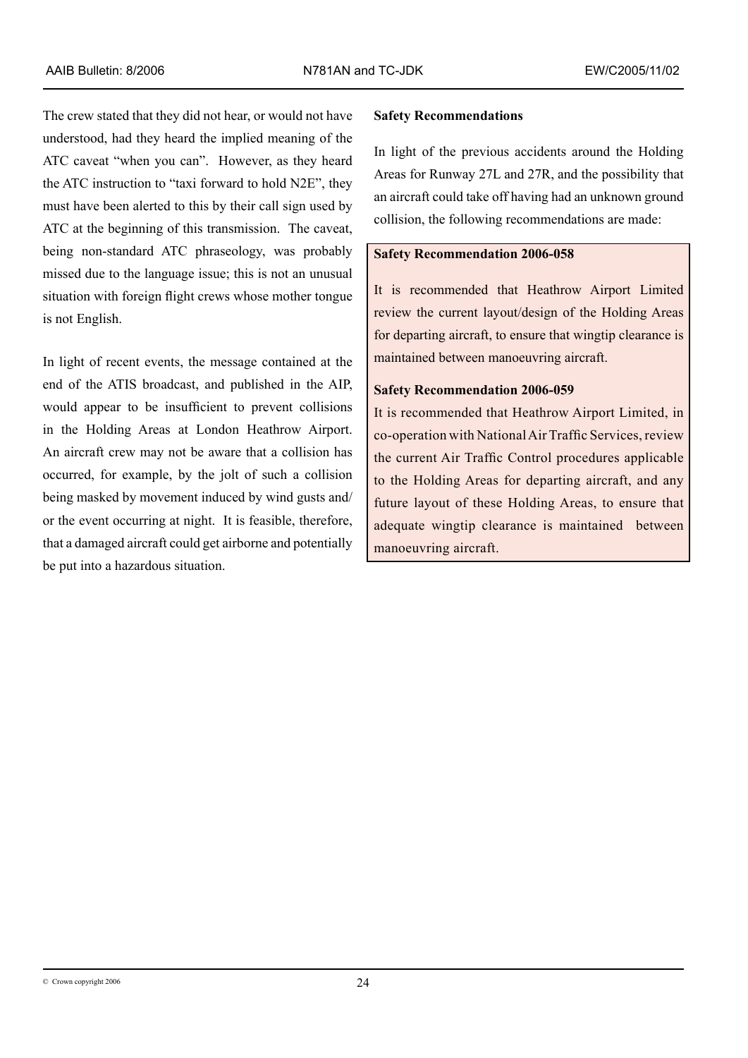The crew stated that they did not hear, or would not have understood, had they heard the implied meaning of the ATC caveat "when you can". However, as they heard the ATC instruction to "taxi forward to hold N2E", they must have been alerted to this by their call sign used by ATC at the beginning of this transmission. The caveat, being non-standard ATC phraseology, was probably missed due to the language issue; this is not an unusual situation with foreign flight crews whose mother tongue is not English.

In light of recent events, the message contained at the end of the ATIS broadcast, and published in the AIP, would appear to be insufficient to prevent collisions in the Holding Areas at London Heathrow Airport. An aircraft crew may not be aware that a collision has occurred, for example, by the jolt of such a collision being masked by movement induced by wind gusts and/or the event occurring at night. It is feasible, therefore, that a damaged aircraft could get airborne and potentially be put into a hazardous situation.

**Safety Recommendations**

In light of the previous accidents around the Holding Areas for Runway 27L and 27R, and the possibility that an aircraft could take off having had an unknown ground collision, the following recommendations are made:

**Safety Recommendation 2006-058**

It is recommended that Heathrow Airport Limited review the current layout/design of the Holding Areas for departing aircraft, to ensure that wingtip clearance is maintained between manoeuvring aircraft.

**Safety Recommendation 2006-059**

It is recommended that Heathrow Airport Limited, in co-operation with National Air Traffic Services, review the current Air Traffic Control procedures applicable to the Holding Areas for departing aircraft, and any future layout of these Holding Areas, to ensure that adequate wingtip clearance is maintained between manoeuvring aircraft.